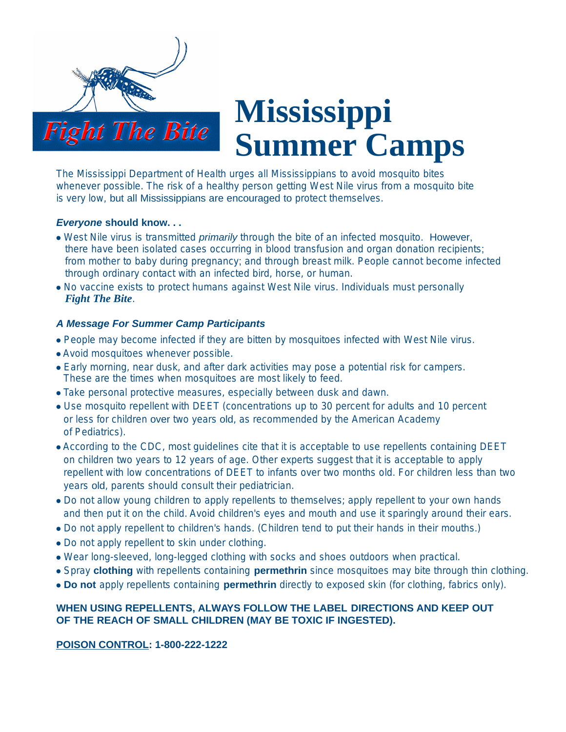Fight The Bite

# Mississippi Summer Camps

The Mississippi Department of Health urges all Mississippians to avoid mosquito bites whenever possible. The risk of a healthy person getting West Nile virus from a mosquito bite is very low, but all Mississippians are encouraged to protect themselves.

***Everyone* should know. . .**

- West Nile virus is transmitted *primarily* through the bite of an infected mosquito. However, there have been isolated cases occurring in blood transfusion and organ donation recipients; from mother to baby during pregnancy; and through breast milk. People cannot become infected through ordinary contact with an infected bird, horse, or human.
- No vaccine exists to protect humans against West Nile virus. Individuals must personally ***Fight The Bite***.

***A Message For Summer Camp Participants***

- People may become infected if they are bitten by mosquitoes infected with West Nile virus.
- Avoid mosquitoes whenever possible.
- Early morning, near dusk, and after dark activities may pose a potential risk for campers. These are the times when mosquitoes are most likely to feed.
- Take personal protective measures, especially between dusk and dawn.
- Use mosquito repellent with DEET (concentrations up to 30 percent for adults and 10 percent or less for children over two years old, as recommended by the American Academy of Pediatrics).
- According to the CDC, most guidelines cite that it is acceptable to use repellents containing DEET on children two years to 12 years of age. Other experts suggest that it is acceptable to apply repellent with low concentrations of DEET to infants over two months old. For children less than two years old, parents should consult their pediatrician.
- Do not allow young children to apply repellents to themselves; apply repellent to your own hands and then put it on the child. Avoid children's eyes and mouth and use it sparingly around their ears.
- Do not apply repellent to children's hands. (Children tend to put their hands in their mouths.)
- Do not apply repellent to skin under clothing.
- Wear long-sleeved, long-legged clothing with socks and shoes outdoors when practical.
- Spray **clothing** with repellents containing **permethrin** since mosquitoes may bite through thin clothing.
- **Do not** apply repellents containing **permethrin** directly to exposed skin (for clothing, fabrics only).

**WHEN USING REPELLENTS, ALWAYS FOLLOW THE LABEL DIRECTIONS AND KEEP OUT OF THE REACH OF SMALL CHILDREN (MAY BE TOXIC IF INGESTED).**

**POISON CONTROL: 1-800-222-1222**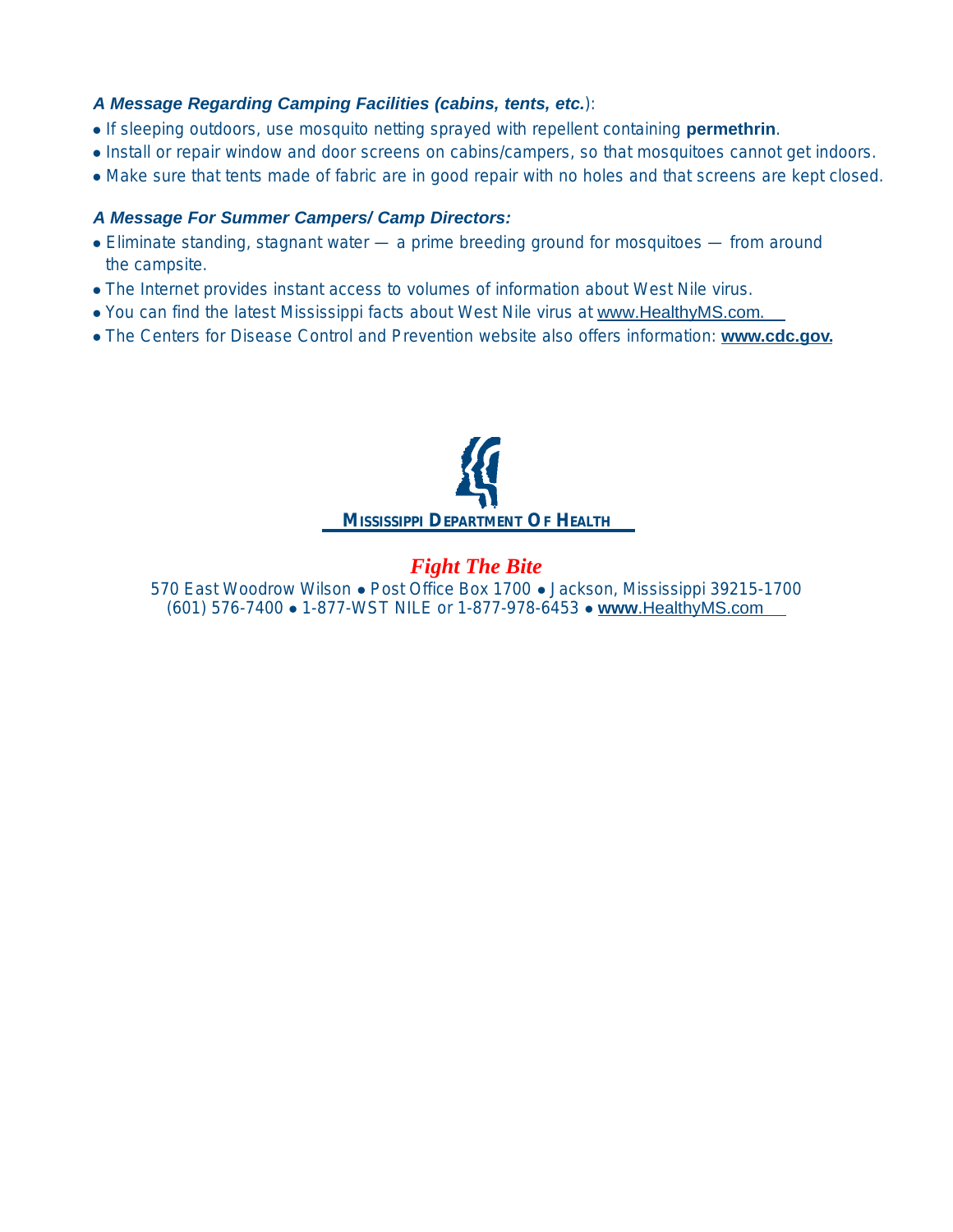***A Message Regarding Camping Facilities (cabins, tents, etc.)***:

- If sleeping outdoors, use mosquito netting sprayed with repellent containing **permethrin**.
- Install or repair window and door screens on cabins/campers, so that mosquitoes cannot get indoors.
- Make sure that tents made of fabric are in good repair with no holes and that screens are kept closed.

***A Message For Summer Campers/ Camp Directors:***

- Eliminate standing, stagnant water — a prime breeding ground for mosquitoes — from around the campsite.
- The Internet provides instant access to volumes of information about West Nile virus.
- You can find the latest Mississippi facts about West Nile virus at www.HealthyMS.com.
- The Centers for Disease Control and Prevention website also offers information: **www.cdc.gov.**

**MISSISSIPPI DEPARTMENT OF HEALTH**

***Fight The Bite***

570 East Woodrow Wilson ● Post Office Box 1700 ● Jackson, Mississippi 39215-1700
(601) 576-7400 ● 1-877-WST NILE or 1-877-978-6453 ● **www**.HealthyMS.com